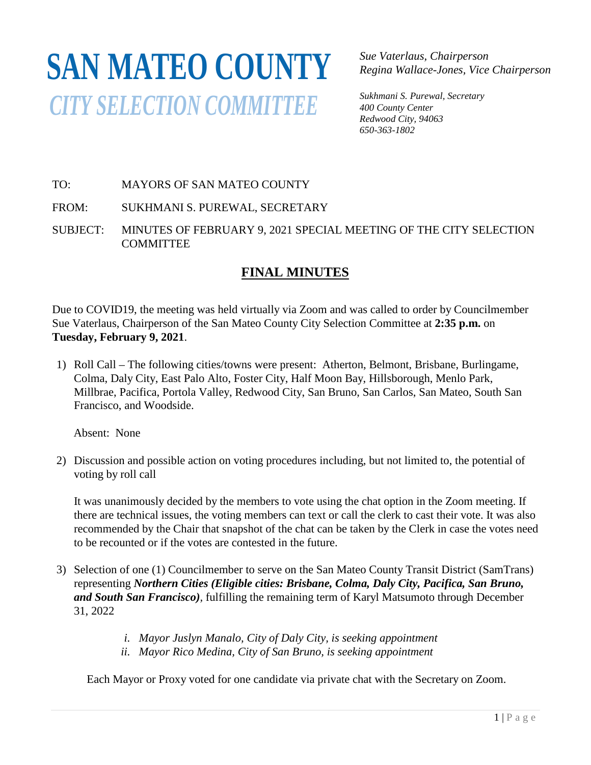# SAN MATEO COUNTY

## *CITY SELECTION COMMITTEE*

*Sue Vaterlaus, Chairperson*
*Regina Wallace-Jones, Vice Chairperson*

*Sukhmani S. Purewal, Secretary*
*400 County Center*
*Redwood City, 94063*
*650-363-1802*

TO: MAYORS OF SAN MATEO COUNTY

FROM: SUKHMANI S. PUREWAL, SECRETARY

SUBJECT: MINUTES OF FEBRUARY 9, 2021 SPECIAL MEETING OF THE CITY SELECTION COMMITTEE

## **FINAL MINUTES**

Due to COVID19, the meeting was held virtually via Zoom and was called to order by Councilmember Sue Vaterlaus, Chairperson of the San Mateo County City Selection Committee at **2:35 p.m.** on **Tuesday, February 9, 2021**.

1) Roll Call – The following cities/towns were present: Atherton, Belmont, Brisbane, Burlingame, Colma, Daly City, East Palo Alto, Foster City, Half Moon Bay, Hillsborough, Menlo Park, Millbrae, Pacifica, Portola Valley, Redwood City, San Bruno, San Carlos, San Mateo, South San Francisco, and Woodside.

   Absent: None

2) Discussion and possible action on voting procedures including, but not limited to, the potential of voting by roll call

   It was unanimously decided by the members to vote using the chat option in the Zoom meeting. If there are technical issues, the voting members can text or call the clerk to cast their vote. It was also recommended by the Chair that snapshot of the chat can be taken by the Clerk in case the votes need to be recounted or if the votes are contested in the future.

3) Selection of one (1) Councilmember to serve on the San Mateo County Transit District (SamTrans) representing ***Northern Cities (Eligible cities: Brisbane, Colma, Daly City, Pacifica, San Bruno, and South San Francisco)***, fulfilling the remaining term of Karyl Matsumoto through December 31, 2022

   i. *Mayor Juslyn Manalo, City of Daly City, is seeking appointment*
   ii. *Mayor Rico Medina, City of San Bruno, is seeking appointment*

   Each Mayor or Proxy voted for one candidate via private chat with the Secretary on Zoom.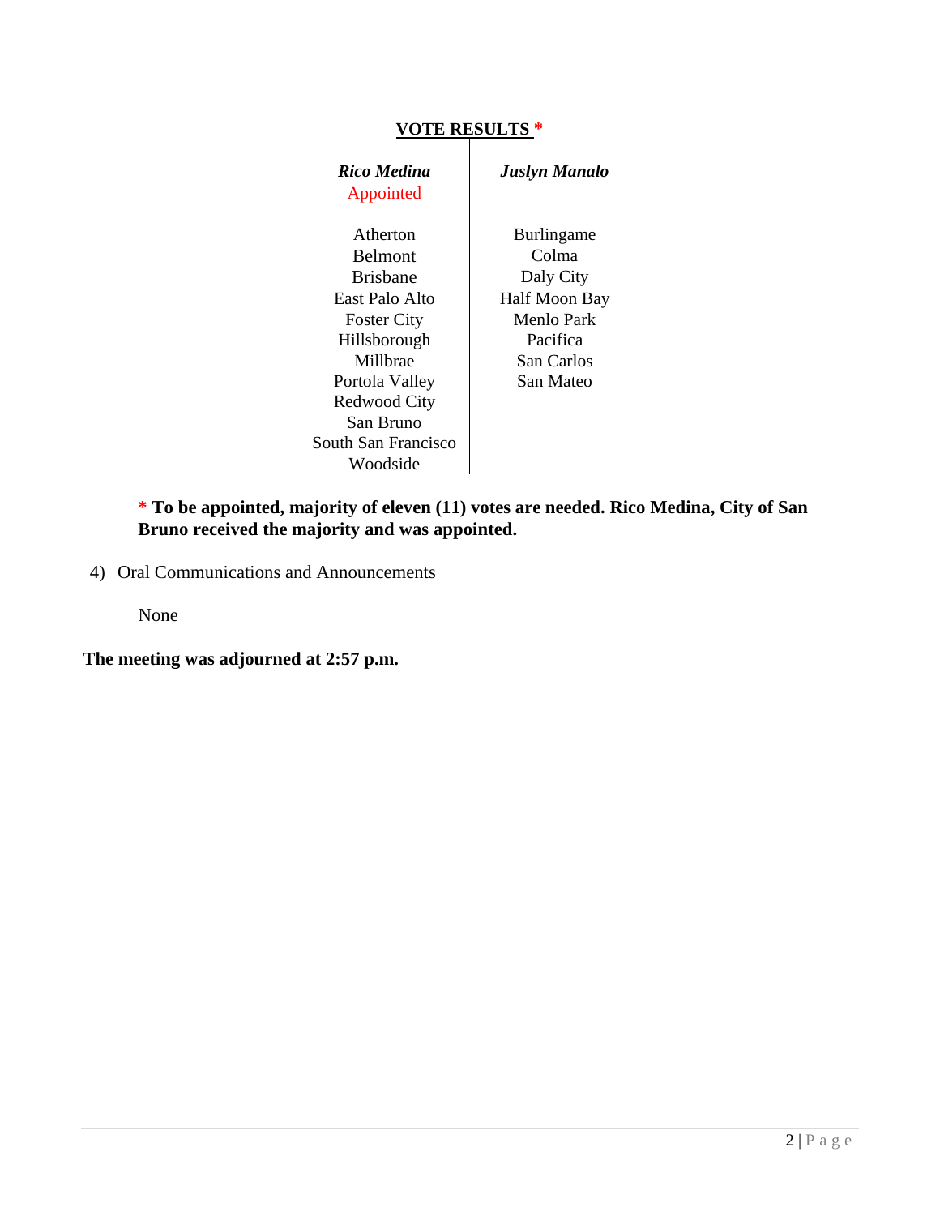**VOTE RESULTS \***

| *Rico Medina* | *Juslyn Manalo* |
|---|---|
| Appointed | |
| Atherton | Burlingame |
| Belmont | Colma |
| Brisbane | Daly City |
| East Palo Alto | Half Moon Bay |
| Foster City | Menlo Park |
| Hillsborough | Pacifica |
| Millbrae | San Carlos |
| Portola Valley | San Mateo |
| Redwood City | |
| San Bruno | |
| South San Francisco | |
| Woodside | |

**\* To be appointed, majority of eleven (11) votes are needed. Rico Medina, City of San Bruno received the majority and was appointed.**

4) Oral Communications and Announcements

None

**The meeting was adjourned at 2:57 p.m.**